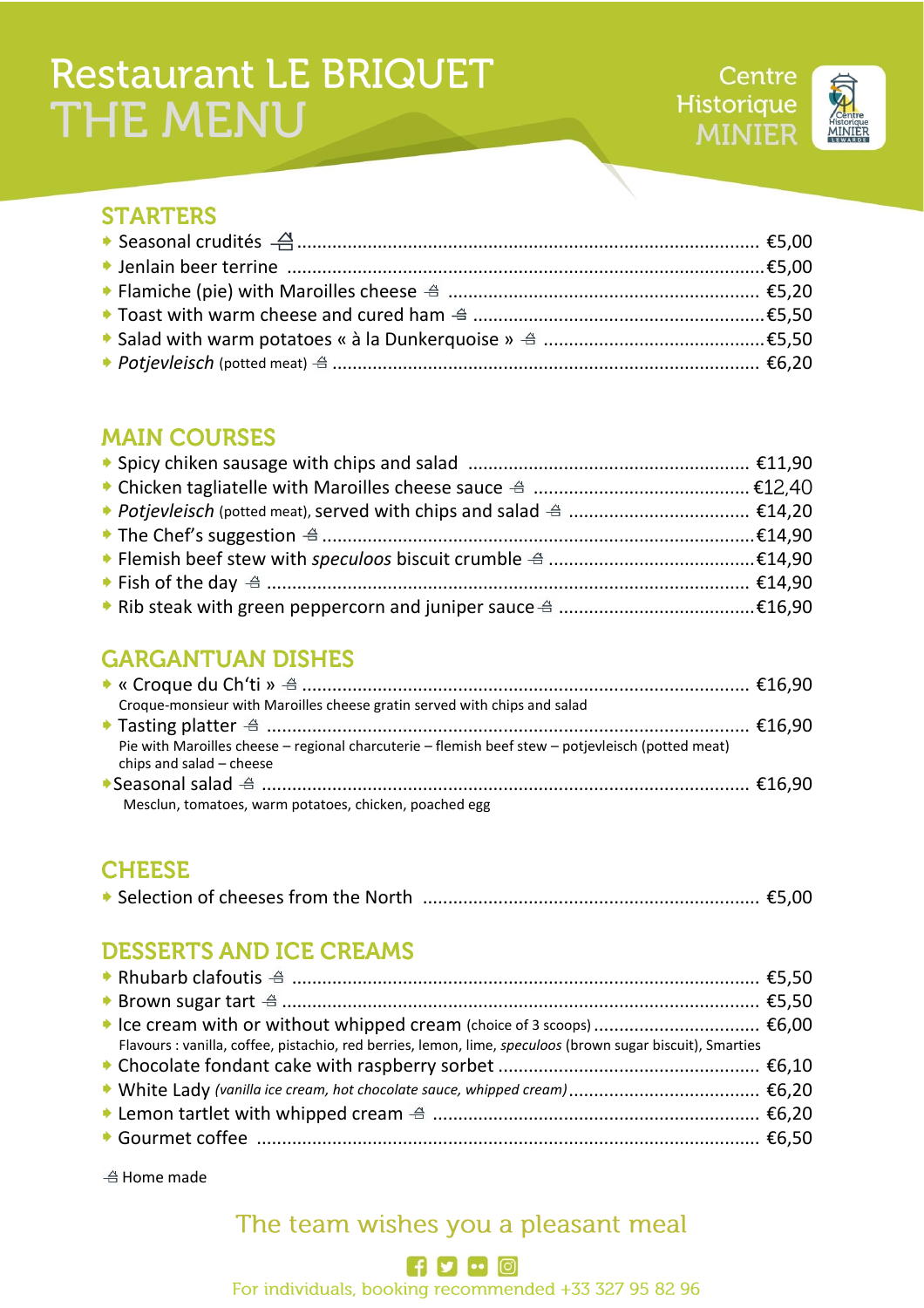# Restaurant LE BRIQUET
# THE MENU

Centre Historique MINIER

## STARTERS

- Seasonal crudités 🏠 ........ €5,00
- Jenlain beer terrine ........ €5,00
- Flamiche (pie) with Maroilles cheese 🏠 ........ €5,20
- Toast with warm cheese and cured ham 🏠 ........ €5,50
- Salad with warm potatoes « à la Dunkerquoise » 🏠 ........ €5,50
- *Potjevleisch* (potted meat) 🏠 ........ €6,20

## MAIN COURSES

- Spicy chiken sausage with chips and salad ........ €11,90
- Chicken tagliatelle with Maroilles cheese sauce 🏠 ........ €12,40
- *Potjevleisch* (potted meat), served with chips and salad 🏠 ........ €14,20
- The Chef's suggestion 🏠 ........ €14,90
- Flemish beef stew with *speculoos* biscuit crumble 🏠 ........ €14,90
- Fish of the day 🏠 ........ €14,90
- Rib steak with green peppercorn and juniper sauce 🏠 ........ €16,90

## GARGANTUAN DISHES

- « Croque du Ch'ti » 🏠 ........ €16,90
  Croque-monsieur with Maroilles cheese gratin served with chips and salad
- Tasting platter 🏠 ........ €16,90
  Pie with Maroilles cheese – regional charcuterie – flemish beef stew – potjevleisch (potted meat) chips and salad – cheese
- Seasonal salad 🏠 ........ €16,90
  Mesclun, tomatoes, warm potatoes, chicken, poached egg

## CHEESE

- Selection of cheeses from the North ........ €5,00

## DESSERTS AND ICE CREAMS

- Rhubarb clafoutis 🏠 ........ €5,50
- Brown sugar tart 🏠 ........ €5,50
- Ice cream with or without whipped cream (choice of 3 scoops) ........ €6,00
  Flavours : vanilla, coffee, pistachio, red berries, lemon, lime, *speculoos* (brown sugar biscuit), Smarties
- Chocolate fondant cake with raspberry sorbet ........ €6,10
- White Lady *(vanilla ice cream, hot chocolate sauce, whipped cream)* ........ €6,20
- Lemon tartlet with whipped cream 🏠 ........ €6,20
- Gourmet coffee ........ €6,50

🏠 Home made

The team wishes you a pleasant meal

For individuals, booking recommended +33 327 95 82 96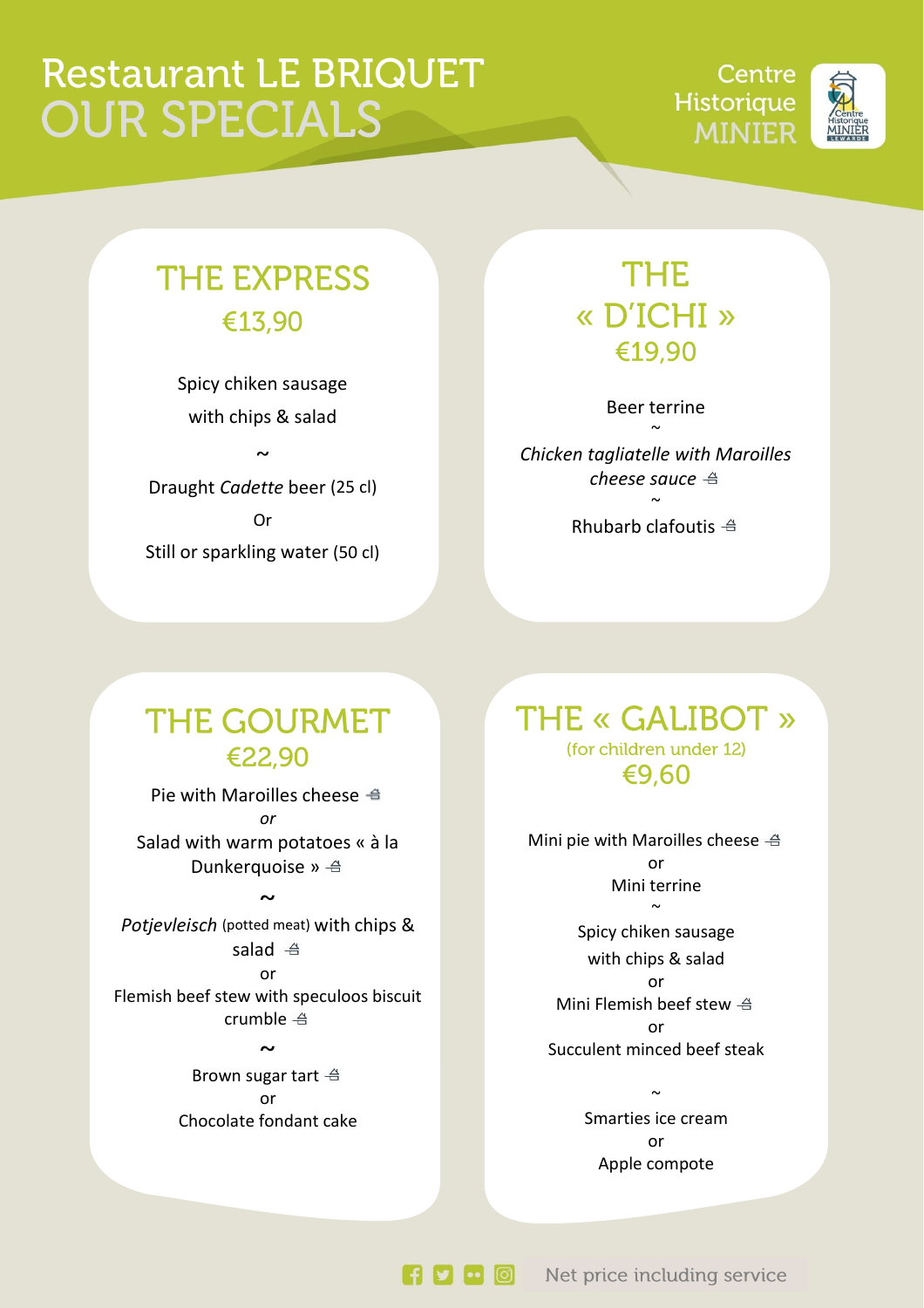# Restaurant LE BRIQUET
# OUR SPECIALS

Centre Historique MINIER

## THE EXPRESS
€13,90

Spicy chiken sausage

with chips & salad

~

Draught *Cadette* beer (25 cl)

Or

Still or sparkling water (50 cl)

## THE « D'ICHI »
€19,90

Beer terrine

~

*Chicken tagliatelle with Maroilles cheese sauce*

~

Rhubarb clafoutis

## THE GOURMET
€22,90

Pie with Maroilles cheese

*or*

Salad with warm potatoes « à la Dunkerquoise »

~

*Potjevleisch* (potted meat) with chips & salad

or

Flemish beef stew with speculoos biscuit crumble

~

Brown sugar tart

or

Chocolate fondant cake

## THE « GALIBOT »
(for children under 12)

€9,60

Mini pie with Maroilles cheese

or

Mini terrine

~

Spicy chiken sausage

with chips & salad

or

Mini Flemish beef stew

or

Succulent minced beef steak

~

Smarties ice cream

or

Apple compote

Net price including service